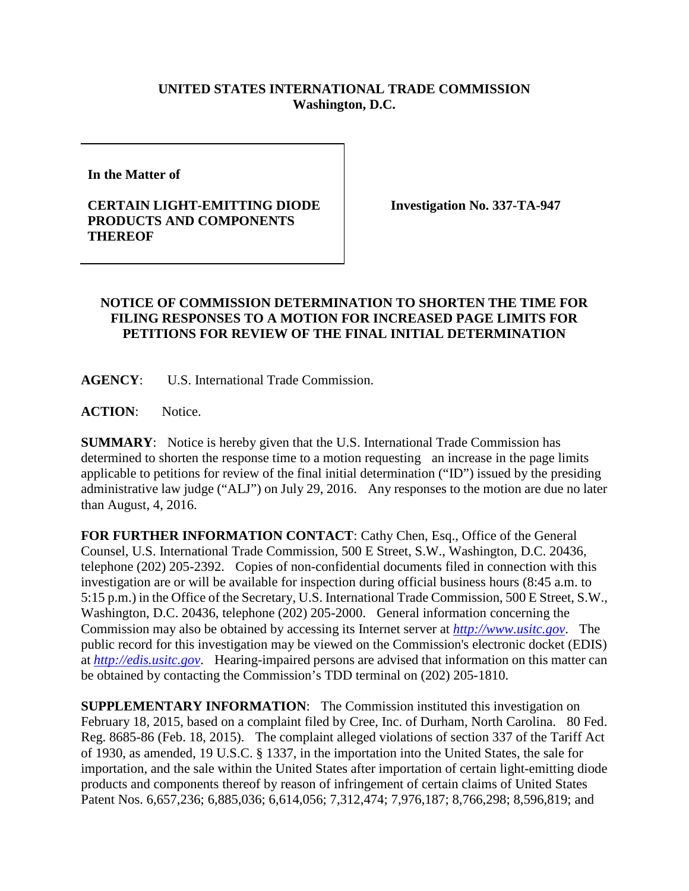**UNITED STATES INTERNATIONAL TRADE COMMISSION**
**Washington, D.C.**

**In the Matter of**

**CERTAIN LIGHT-EMITTING DIODE PRODUCTS AND COMPONENTS THEREOF**

**Investigation No. 337-TA-947**

**NOTICE OF COMMISSION DETERMINATION TO SHORTEN THE TIME FOR FILING RESPONSES TO A MOTION FOR INCREASED PAGE LIMITS FOR PETITIONS FOR REVIEW OF THE FINAL INITIAL DETERMINATION**

**AGENCY**: U.S. International Trade Commission.

**ACTION**: Notice.

**SUMMARY**: Notice is hereby given that the U.S. International Trade Commission has determined to shorten the response time to a motion requesting an increase in the page limits applicable to petitions for review of the final initial determination ("ID") issued by the presiding administrative law judge ("ALJ") on July 29, 2016. Any responses to the motion are due no later than August, 4, 2016.

**FOR FURTHER INFORMATION CONTACT**: Cathy Chen, Esq., Office of the General Counsel, U.S. International Trade Commission, 500 E Street, S.W., Washington, D.C. 20436, telephone (202) 205-2392. Copies of non-confidential documents filed in connection with this investigation are or will be available for inspection during official business hours (8:45 a.m. to 5:15 p.m.) in the Office of the Secretary, U.S. International Trade Commission, 500 E Street, S.W., Washington, D.C. 20436, telephone (202) 205-2000. General information concerning the Commission may also be obtained by accessing its Internet server at *http://www.usitc.gov*. The public record for this investigation may be viewed on the Commission's electronic docket (EDIS) at *http://edis.usitc.gov*. Hearing-impaired persons are advised that information on this matter can be obtained by contacting the Commission's TDD terminal on (202) 205-1810.

**SUPPLEMENTARY INFORMATION**: The Commission instituted this investigation on February 18, 2015, based on a complaint filed by Cree, Inc. of Durham, North Carolina. 80 Fed. Reg. 8685-86 (Feb. 18, 2015). The complaint alleged violations of section 337 of the Tariff Act of 1930, as amended, 19 U.S.C. § 1337, in the importation into the United States, the sale for importation, and the sale within the United States after importation of certain light-emitting diode products and components thereof by reason of infringement of certain claims of United States Patent Nos. 6,657,236; 6,885,036; 6,614,056; 7,312,474; 7,976,187; 8,766,298; 8,596,819; and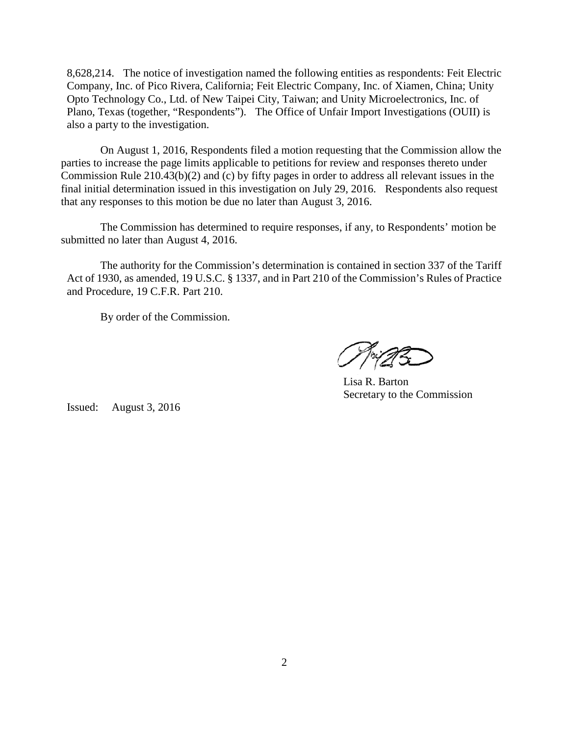8,628,214. The notice of investigation named the following entities as respondents: Feit Electric Company, Inc. of Pico Rivera, California; Feit Electric Company, Inc. of Xiamen, China; Unity Opto Technology Co., Ltd. of New Taipei City, Taiwan; and Unity Microelectronics, Inc. of Plano, Texas (together, "Respondents"). The Office of Unfair Import Investigations (OUII) is also a party to the investigation.

On August 1, 2016, Respondents filed a motion requesting that the Commission allow the parties to increase the page limits applicable to petitions for review and responses thereto under Commission Rule 210.43(b)(2) and (c) by fifty pages in order to address all relevant issues in the final initial determination issued in this investigation on July 29, 2016. Respondents also request that any responses to this motion be due no later than August 3, 2016.

The Commission has determined to require responses, if any, to Respondents' motion be submitted no later than August 4, 2016.

The authority for the Commission's determination is contained in section 337 of the Tariff Act of 1930, as amended, 19 U.S.C. § 1337, and in Part 210 of the Commission's Rules of Practice and Procedure, 19 C.F.R. Part 210.

By order of the Commission.

Lisa R. Barton
Secretary to the Commission

Issued: August 3, 2016